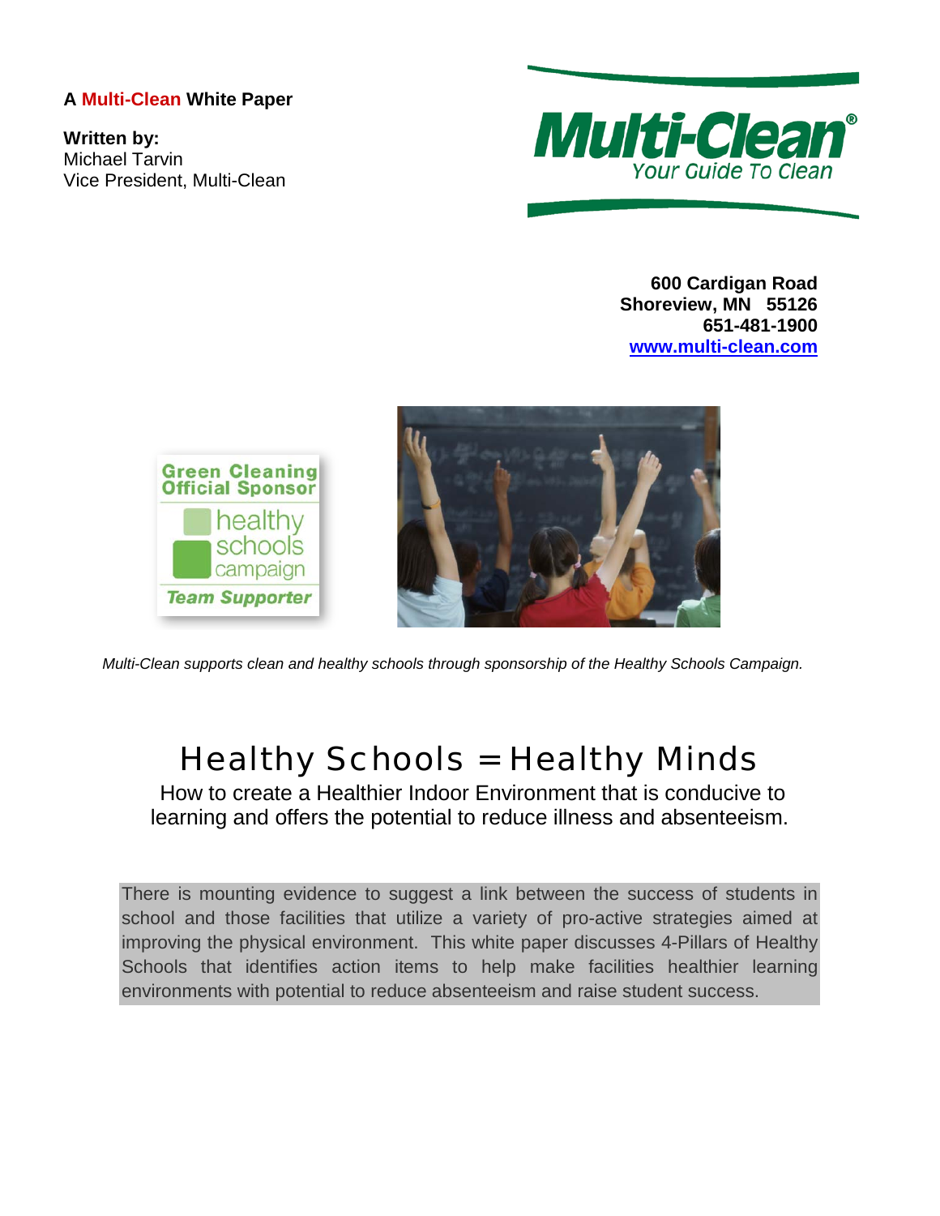**A Multi-Clean White Paper**

**Written by:**
Michael Tarvin
Vice President, Multi-Clean

**Multi-Clean®**
Your Guide To Clean

**600 Cardigan Road**
**Shoreview, MN 55126**
**651-481-1900**
**[www.multi-clean.com](http://www.multi-clean.com)**

Green Cleaning Official Sponsor
healthy schools campaign
Team Supporter

*Multi-Clean supports clean and healthy schools through sponsorship of the Healthy Schools Campaign.*

# Healthy Schools = Healthy Minds

How to create a Healthier Indoor Environment that is conducive to learning and offers the potential to reduce illness and absenteeism.

There is mounting evidence to suggest a link between the success of students in school and those facilities that utilize a variety of pro-active strategies aimed at improving the physical environment. This white paper discusses 4-Pillars of Healthy Schools that identifies action items to help make facilities healthier learning environments with potential to reduce absenteeism and raise student success.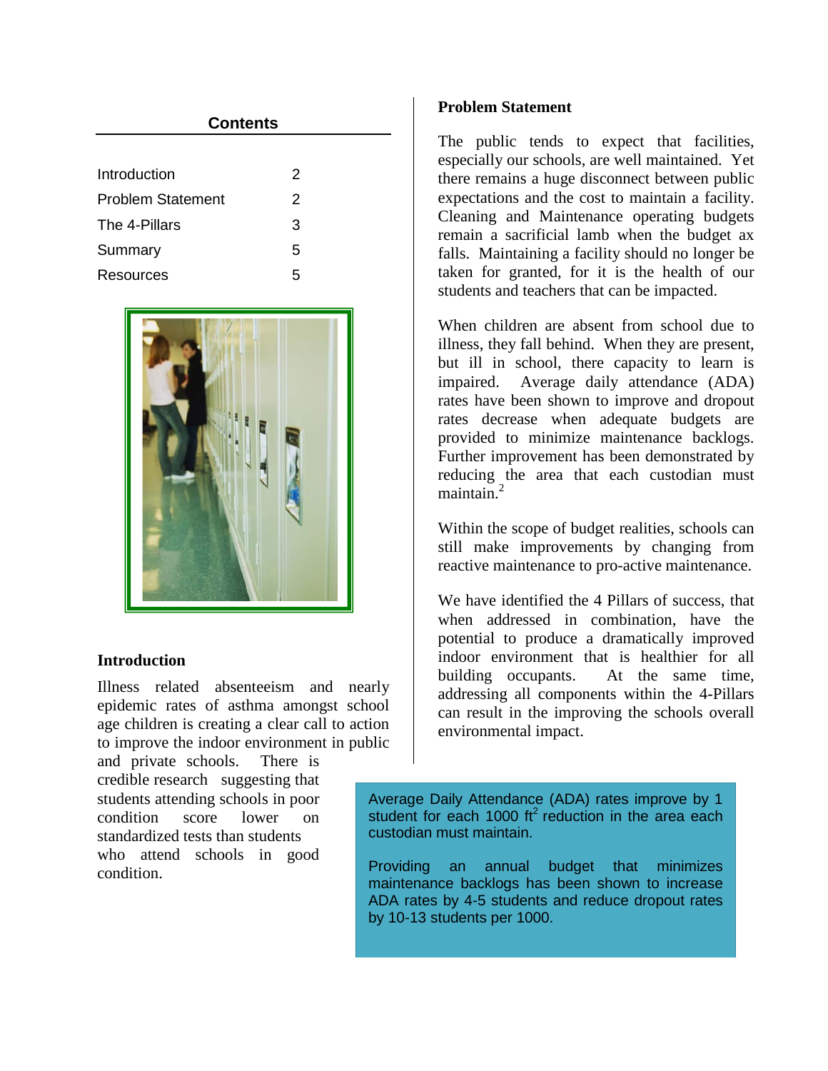## Contents

| | |
|---|---|
| Introduction | 2 |
| Problem Statement | 2 |
| The 4-Pillars | 3 |
| Summary | 5 |
| Resources | 5 |

## Introduction

Illness related absenteeism and nearly epidemic rates of asthma amongst school age children is creating a clear call to action to improve the indoor environment in public and private schools. There is credible research suggesting that students attending schools in poor condition score lower on standardized tests than students who attend schools in good condition.

## Problem Statement

The public tends to expect that facilities, especially our schools, are well maintained. Yet there remains a huge disconnect between public expectations and the cost to maintain a facility. Cleaning and Maintenance operating budgets remain a sacrificial lamb when the budget ax falls. Maintaining a facility should no longer be taken for granted, for it is the health of our students and teachers that can be impacted.

When children are absent from school due to illness, they fall behind. When they are present, but ill in school, there capacity to learn is impaired. Average daily attendance (ADA) rates have been shown to improve and dropout rates decrease when adequate budgets are provided to minimize maintenance backlogs. Further improvement has been demonstrated by reducing the area that each custodian must maintain.[2]

Within the scope of budget realities, schools can still make improvements by changing from reactive maintenance to pro-active maintenance.

We have identified the 4 Pillars of success, that when addressed in combination, have the potential to produce a dramatically improved indoor environment that is healthier for all building occupants. At the same time, addressing all components within the 4-Pillars can result in the improving the schools overall environmental impact.

> Average Daily Attendance (ADA) rates improve by 1 student for each 1000 $ft^2$ reduction in the area each custodian must maintain.
>
> Providing an annual budget that minimizes maintenance backlogs has been shown to increase ADA rates by 4-5 students and reduce dropout rates by 10-13 students per 1000.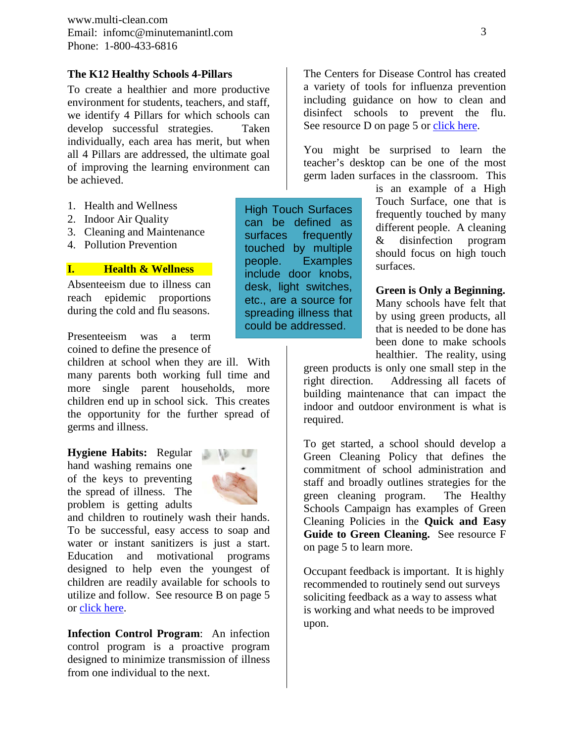www.multi-clean.com
Email: infomc@minutemanintl.com
Phone: 1-800-433-6816

## The K12 Healthy Schools 4-Pillars

To create a healthier and more productive environment for students, teachers, and staff, we identify 4 Pillars for which schools can develop successful strategies. Taken individually, each area has merit, but when all 4 Pillars are addressed, the ultimate goal of improving the learning environment can be achieved.

1. Health and Wellness
2. Indoor Air Quality
3. Cleaning and Maintenance
4. Pollution Prevention

## I. Health & Wellness

Absenteeism due to illness can reach epidemic proportions during the cold and flu seasons.

Presenteeism was a term coined to define the presence of children at school when they are ill. With many parents both working full time and more single parent households, more children end up in school sick. This creates the opportunity for the further spread of germs and illness.

**Hygiene Habits:** Regular hand washing remains one of the keys to preventing the spread of illness. The problem is getting adults and children to routinely wash their hands. To be successful, easy access to soap and water or instant sanitizers is just a start. Education and motivational programs designed to help even the youngest of children are readily available for schools to utilize and follow. See resource B on page 5 or click here.

**Infection Control Program**: An infection control program is a proactive program designed to minimize transmission of illness from one individual to the next.

> High Touch Surfaces can be defined as surfaces frequently touched by multiple people. Examples include door knobs, desk, light switches, etc., are a source for spreading illness that could be addressed.

The Centers for Disease Control has created a variety of tools for influenza prevention including guidance on how to clean and disinfect schools to prevent the flu. See resource D on page 5 or click here.

You might be surprised to learn the teacher's desktop can be one of the most germ laden surfaces in the classroom. This is an example of a High Touch Surface, one that is frequently touched by many different people. A cleaning & disinfection program should focus on high touch surfaces.

**Green is Only a Beginning.** Many schools have felt that by using green products, all that is needed to be done has been done to make schools healthier. The reality, using green products is only one small step in the right direction. Addressing all facets of building maintenance that can impact the indoor and outdoor environment is what is required.

To get started, a school should develop a Green Cleaning Policy that defines the commitment of school administration and staff and broadly outlines strategies for the green cleaning program. The Healthy Schools Campaign has examples of Green Cleaning Policies in the **Quick and Easy Guide to Green Cleaning.** See resource F on page 5 to learn more.

Occupant feedback is important. It is highly recommended to routinely send out surveys soliciting feedback as a way to assess what is working and what needs to be improved upon.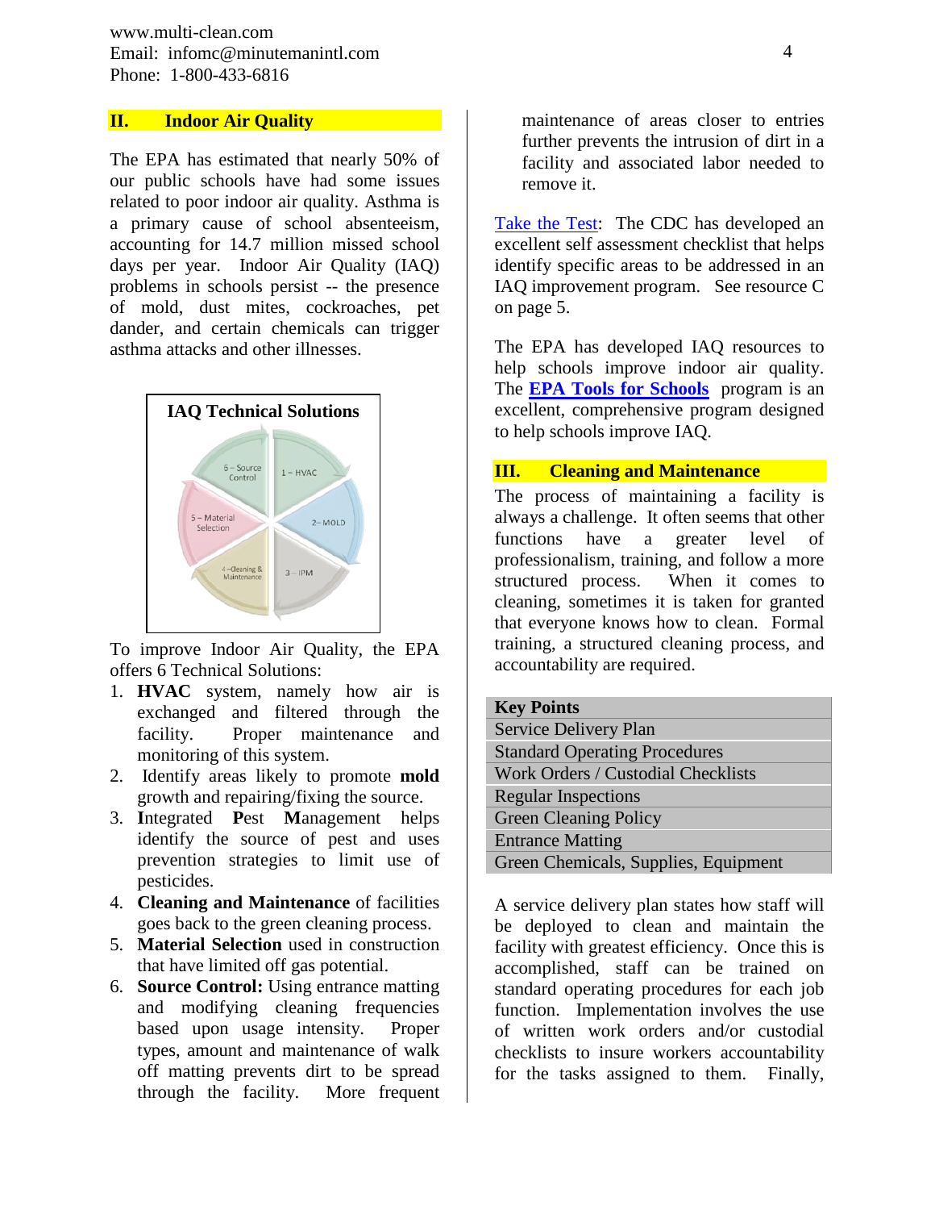## II. Indoor Air Quality

The EPA has estimated that nearly 50% of our public schools have had some issues related to poor indoor air quality. Asthma is a primary cause of school absenteeism, accounting for 14.7 million missed school days per year. Indoor Air Quality (IAQ) problems in schools persist -- the presence of mold, dust mites, cockroaches, pet dander, and certain chemicals can trigger asthma attacks and other illnesses.

**IAQ Technical Solutions**

1 – HVAC
2 – MOLD
3 – IPM
4 – Cleaning & Maintenance
5 – Material Selection
6 – Source Control

To improve Indoor Air Quality, the EPA offers 6 Technical Solutions:

1. **HVAC** system, namely how air is exchanged and filtered through the facility. Proper maintenance and monitoring of this system.
2. Identify areas likely to promote **mold** growth and repairing/fixing the source.
3. **I**ntegrated **P**est **M**anagement helps identify the source of pest and uses prevention strategies to limit use of pesticides.
4. **Cleaning and Maintenance** of facilities goes back to the green cleaning process.
5. **Material Selection** used in construction that have limited off gas potential.
6. **Source Control:** Using entrance matting and modifying cleaning frequencies based upon usage intensity. Proper types, amount and maintenance of walk off matting prevents dirt to be spread through the facility. More frequent maintenance of areas closer to entries further prevents the intrusion of dirt in a facility and associated labor needed to remove it.

Take the Test: The CDC has developed an excellent self assessment checklist that helps identify specific areas to be addressed in an IAQ improvement program. See resource C on page 5.

The EPA has developed IAQ resources to help schools improve indoor air quality. The **EPA Tools for Schools** program is an excellent, comprehensive program designed to help schools improve IAQ.

## III. Cleaning and Maintenance

The process of maintaining a facility is always a challenge. It often seems that other functions have a greater level of professionalism, training, and follow a more structured process. When it comes to cleaning, sometimes it is taken for granted that everyone knows how to clean. Formal training, a structured cleaning process, and accountability are required.

| Key Points |
| --- |
| Service Delivery Plan |
| Standard Operating Procedures |
| Work Orders / Custodial Checklists |
| Regular Inspections |
| Green Cleaning Policy |
| Entrance Matting |
| Green Chemicals, Supplies, Equipment |

A service delivery plan states how staff will be deployed to clean and maintain the facility with greatest efficiency. Once this is accomplished, staff can be trained on standard operating procedures for each job function. Implementation involves the use of written work orders and/or custodial checklists to insure workers accountability for the tasks assigned to them. Finally,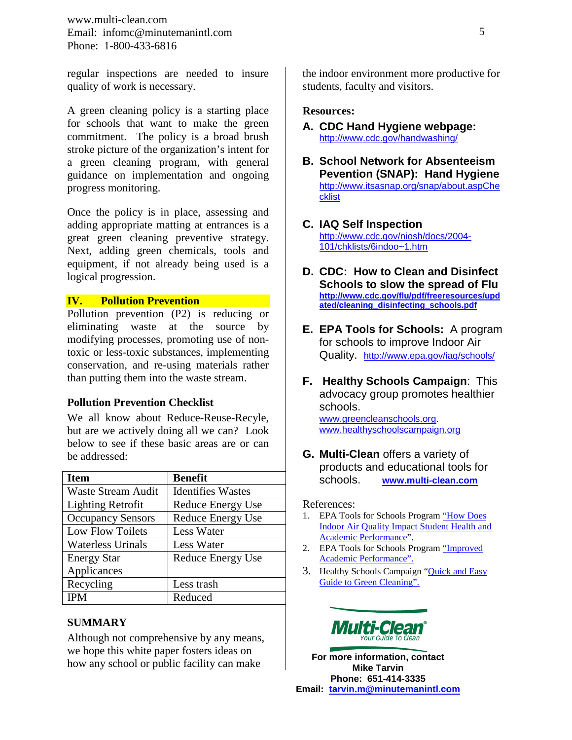regular inspections are needed to insure quality of work is necessary.

A green cleaning policy is a starting place for schools that want to make the green commitment. The policy is a broad brush stroke picture of the organization's intent for a green cleaning program, with general guidance on implementation and ongoing progress monitoring.

Once the policy is in place, assessing and adding appropriate matting at entrances is a great green cleaning preventive strategy. Next, adding green chemicals, tools and equipment, if not already being used is a logical progression.

## IV. Pollution Prevention

Pollution prevention (P2) is reducing or eliminating waste at the source by modifying processes, promoting use of non-toxic or less-toxic substances, implementing conservation, and re-using materials rather than putting them into the waste stream.

### Pollution Prevention Checklist

We all know about Reduce-Reuse-Recyle, but are we actively doing all we can? Look below to see if these basic areas are or can be addressed:

| Item | Benefit |
|---|---|
| Waste Stream Audit | Identifies Wastes |
| Lighting Retrofit | Reduce Energy Use |
| Occupancy Sensors | Reduce Energy Use |
| Low Flow Toilets | Less Water |
| Waterless Urinals | Less Water |
| Energy Star Applicances | Reduce Energy Use |
| Recycling | Less trash |
| IPM | Reduced |

## SUMMARY

Although not comprehensive by any means, we hope this white paper fosters ideas on how any school or public facility can make the indoor environment more productive for students, faculty and visitors.

**Resources:**

**A. CDC Hand Hygiene webpage:**
http://www.cdc.gov/handwashing/

**B. School Network for Absenteeism Pevention (SNAP): Hand Hygiene**
http://www.itsasnap.org/snap/about.aspChecklist

**C. IAQ Self Inspection**
http://www.cdc.gov/niosh/docs/2004-101/chklists/6indoo~1.htm

**D. CDC: How to Clean and Disinfect Schools to slow the spread of Flu**
**http://www.cdc.gov/flu/pdf/freeresources/updated/cleaning_disinfecting_schools.pdf**

**E. EPA Tools for Schools:** A program for schools to improve Indoor Air Quality. http://www.epa.gov/iaq/schools/

**F. Healthy Schools Campaign**: This advocacy group promotes healthier schools.
www.greencleanschools.org.
www.healthyschoolscampaign.org

**G. Multi-Clean** offers a variety of products and educational tools for schools. **www.multi-clean.com**

References:

1. EPA Tools for Schools Program "How Does Indoor Air Quality Impact Student Health and Academic Performance".
2. EPA Tools for Schools Program "Improved Academic Performance".
3. Healthy Schools Campaign "Quick and Easy Guide to Green Cleaning".

Multi-Clean
Your Guide To Clean

**For more information, contact**
**Mike Tarvin**
**Phone: 651-414-3335**
**Email: tarvin.m@minutemanintl.com**